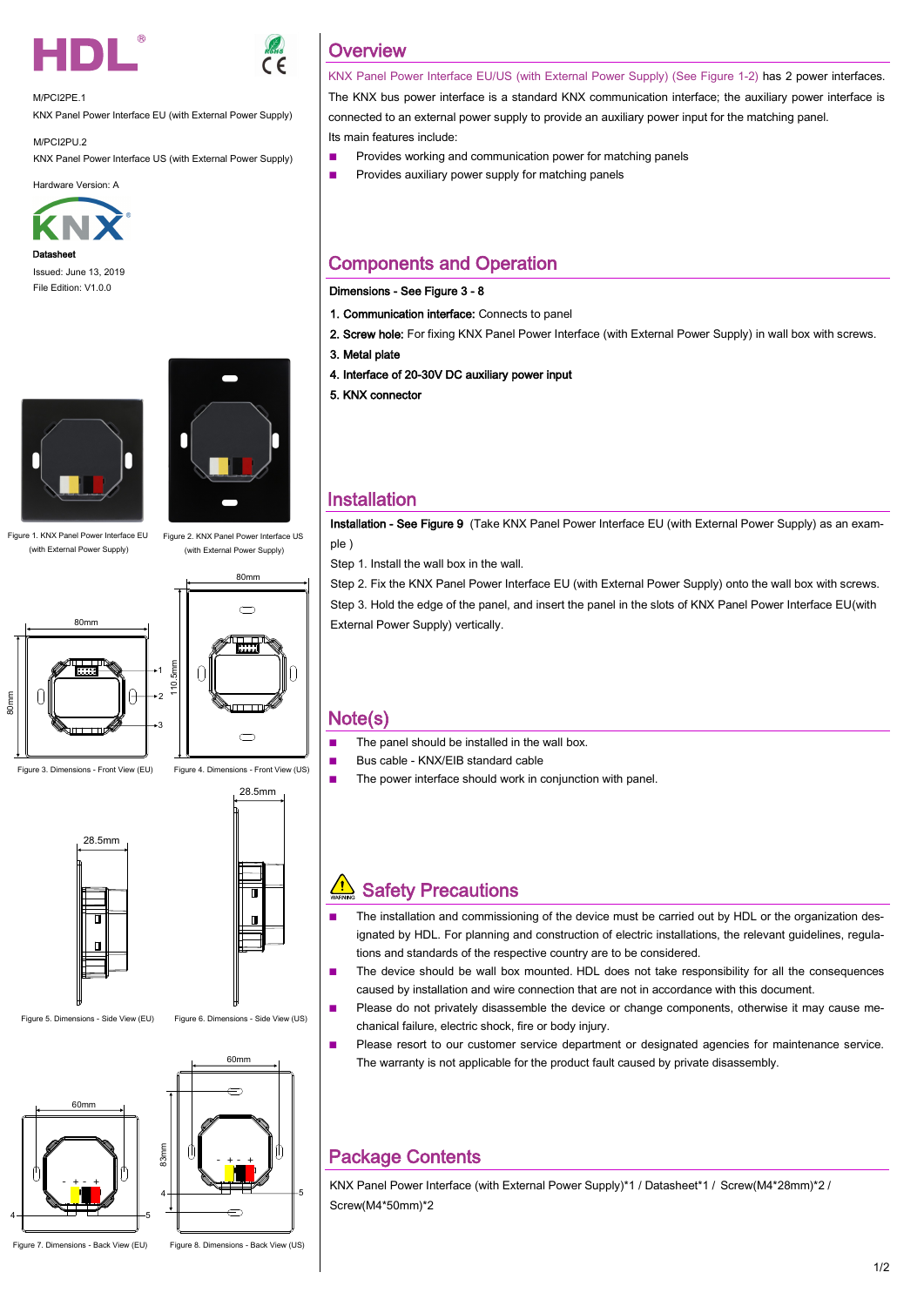M/PCI2PE.1

KNX Panel Power Interface EU (with External Power Supply)

M/PCI2PU.2

KNX Panel Power Interface US (with External Power Supply)

Hardware Version: A

Datasheet

Issued: June 13, 2019

File Edition: V1.0.0

Figure 1. KNX Panel Power Interface EU (with External Power Supply)

Figure 2. KNX Panel Power Interface US (with External Power Supply)

Figure 3. Dimensions - Front View (EU)

Figure 4. Dimensions - Front View (US)

Figure 5. Dimensions - Side View (EU)

Figure 6. Dimensions - Side View (US)

Figure 7. Dimensions - Back View (EU)

Figure 8. Dimensions - Back View (US)

## Overview

KNX Panel Power Interface EU/US (with External Power Supply) (See Figure 1-2) has 2 power interfaces. The KNX bus power interface is a standard KNX communication interface; the auxiliary power interface is connected to an external power supply to provide an auxiliary power input for the matching panel.

Its main features include:

- Provides working and communication power for matching panels
- Provides auxiliary power supply for matching panels

## Components and Operation

**Dimensions - See Figure 3 - 8**

1. **Communication interface:** Connects to panel
2. **Screw hole:** For fixing KNX Panel Power Interface (with External Power Supply) in wall box with screws.
3. **Metal plate**
4. **Interface of 20-30V DC auxiliary power input**
5. **KNX connector**

## Installation

**Installation - See Figure 9** (Take KNX Panel Power Interface EU (with External Power Supply) as an example )

Step 1. Install the wall box in the wall.

Step 2. Fix the KNX Panel Power Interface EU (with External Power Supply) onto the wall box with screws.

Step 3. Hold the edge of the panel, and insert the panel in the slots of KNX Panel Power Interface EU(with External Power Supply) vertically.

## Note(s)

- The panel should be installed in the wall box.
- Bus cable - KNX/EIB standard cable
- The power interface should work in conjunction with panel.

## Safety Precautions

- The installation and commissioning of the device must be carried out by HDL or the organization designated by HDL. For planning and construction of electric installations, the relevant guidelines, regulations and standards of the respective country are to be considered.
- The device should be wall box mounted. HDL does not take responsibility for all the consequences caused by installation and wire connection that are not in accordance with this document.
- Please do not privately disassemble the device or change components, otherwise it may cause mechanical failure, electric shock, fire or body injury.
- Please resort to our customer service department or designated agencies for maintenance service. The warranty is not applicable for the product fault caused by private disassembly.

## Package Contents

KNX Panel Power Interface (with External Power Supply)*1 / Datasheet*1 / Screw(M4*28mm)*2 / Screw(M4*50mm)*2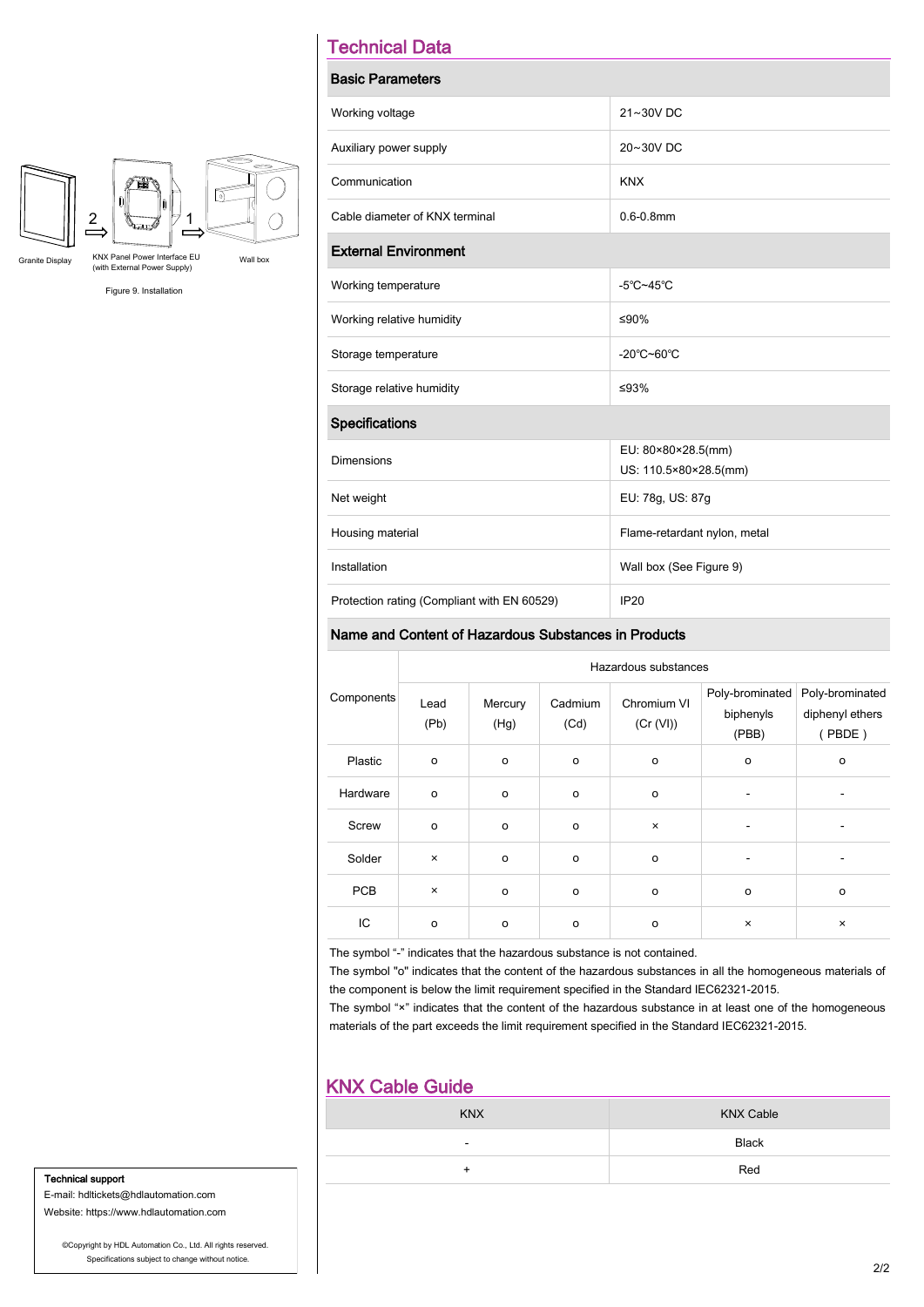Granite Display

KNX Panel Power Interface EU (with External Power Supply)

Wall box

Figure 9. Installation

## Technical Data

| Basic Parameters | |
|---|---|
| Working voltage | 21~30V DC |
| Auxiliary power supply | 20~30V DC |
| Communication | KNX |
| Cable diameter of KNX terminal | 0.6-0.8mm |
| **External Environment** | |
| Working temperature | -5℃~45℃ |
| Working relative humidity | ≤90% |
| Storage temperature | -20℃~60℃ |
| Storage relative humidity | ≤93% |
| **Specifications** | |
| Dimensions | EU: 80×80×28.5(mm)<br>US: 110.5×80×28.5(mm) |
| Net weight | EU: 78g, US: 87g |
| Housing material | Flame-retardant nylon, metal |
| Installation | Wall box (See Figure 9) |
| Protection rating (Compliant with EN 60529) | IP20 |

### Name and Content of Hazardous Substances in Products

| Components | Hazardous substances | | | | | |
|---|---|---|---|---|---|---|
| | Lead (Pb) | Mercury (Hg) | Cadmium (Cd) | Chromium VI (Cr (VI)) | Poly-brominated biphenyls (PBB) | Poly-brominated diphenyl ethers ( PBDE ) |
| Plastic | o | o | o | o | o | o |
| Hardware | o | o | o | o | - | - |
| Screw | o | o | o | × | - | - |
| Solder | × | o | o | o | - | - |
| PCB | × | o | o | o | o | o |
| IC | o | o | o | o | × | × |

The symbol "-" indicates that the hazardous substance is not contained.
The symbol "o" indicates that the content of the hazardous substances in all the homogeneous materials of the component is below the limit requirement specified in the Standard IEC62321-2015.
The symbol "×" indicates that the content of the hazardous substance in at least one of the homogeneous materials of the part exceeds the limit requirement specified in the Standard IEC62321-2015.

## KNX Cable Guide

| KNX | KNX Cable |
|---|---|
| - | Black |
| + | Red |

**Technical support**
E-mail: hdltickets@hdlautomation.com
Website: https://www.hdlautomation.com

©Copyright by HDL Automation Co., Ltd. All rights reserved.
Specifications subject to change without notice.